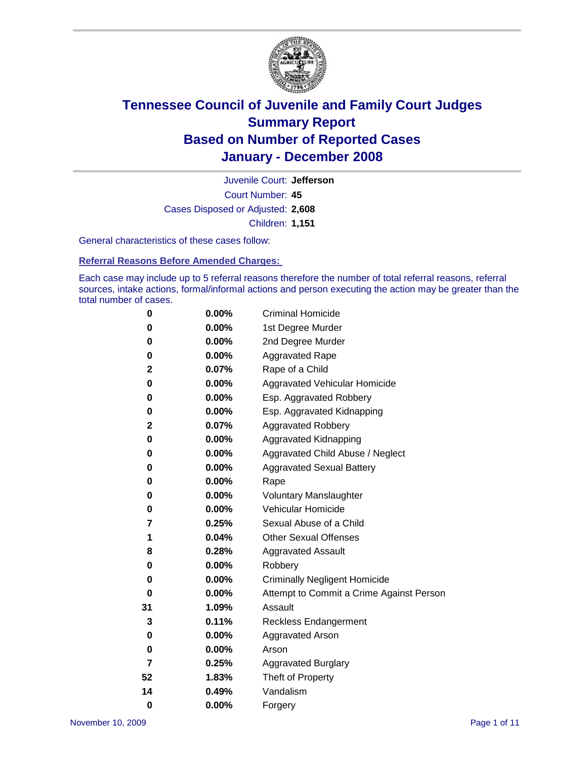# Tennessee Council of Juvenile and Family Court Judges
# Summary Report
# Based on Number of Reported Cases
# January - December 2008

Juvenile Court: **Jefferson**
Court Number: **45**
Cases Disposed or Adjusted: **2,608**
Children: **1,151**

General characteristics of these cases follow:

**Referral Reasons Before Amended Charges:**

Each case may include up to 5 referral reasons therefore the number of total referral reasons, referral sources, intake actions, formal/informal actions and person executing the action may be greater than the total number of cases.

| | | |
|---|---|---|
| 0 | 0.00% | Criminal Homicide |
| 0 | 0.00% | 1st Degree Murder |
| 0 | 0.00% | 2nd Degree Murder |
| 0 | 0.00% | Aggravated Rape |
| 2 | 0.07% | Rape of a Child |
| 0 | 0.00% | Aggravated Vehicular Homicide |
| 0 | 0.00% | Esp. Aggravated Robbery |
| 0 | 0.00% | Esp. Aggravated Kidnapping |
| 2 | 0.07% | Aggravated Robbery |
| 0 | 0.00% | Aggravated Kidnapping |
| 0 | 0.00% | Aggravated Child Abuse / Neglect |
| 0 | 0.00% | Aggravated Sexual Battery |
| 0 | 0.00% | Rape |
| 0 | 0.00% | Voluntary Manslaughter |
| 0 | 0.00% | Vehicular Homicide |
| 7 | 0.25% | Sexual Abuse of a Child |
| 1 | 0.04% | Other Sexual Offenses |
| 8 | 0.28% | Aggravated Assault |
| 0 | 0.00% | Robbery |
| 0 | 0.00% | Criminally Negligent Homicide |
| 0 | 0.00% | Attempt to Commit a Crime Against Person |
| 31 | 1.09% | Assault |
| 3 | 0.11% | Reckless Endangerment |
| 0 | 0.00% | Aggravated Arson |
| 0 | 0.00% | Arson |
| 7 | 0.25% | Aggravated Burglary |
| 52 | 1.83% | Theft of Property |
| 14 | 0.49% | Vandalism |
| 0 | 0.00% | Forgery |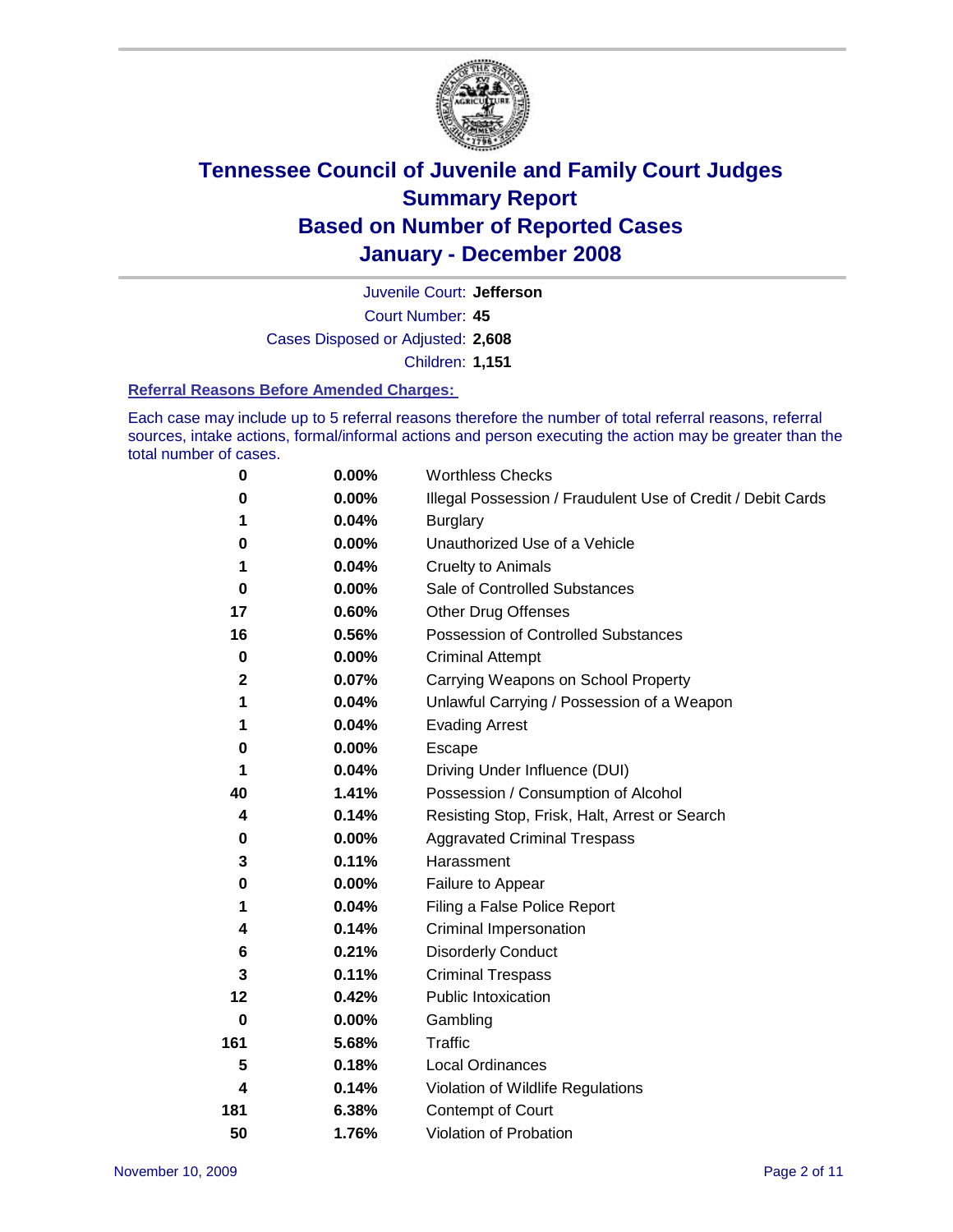# Tennessee Council of Juvenile and Family Court Judges
## Summary Report
## Based on Number of Reported Cases
## January - December 2008

Juvenile Court: **Jefferson**

Court Number: **45**

Cases Disposed or Adjusted: **2,608**

Children: **1,151**

### Referral Reasons Before Amended Charges:

Each case may include up to 5 referral reasons therefore the number of total referral reasons, referral sources, intake actions, formal/informal actions and person executing the action may be greater than the total number of cases.

| Count | Percent | Referral Reason |
|---|---|---|
| 0 | 0.00% | Worthless Checks |
| 0 | 0.00% | Illegal Possession / Fraudulent Use of Credit / Debit Cards |
| 1 | 0.04% | Burglary |
| 0 | 0.00% | Unauthorized Use of a Vehicle |
| 1 | 0.04% | Cruelty to Animals |
| 0 | 0.00% | Sale of Controlled Substances |
| 17 | 0.60% | Other Drug Offenses |
| 16 | 0.56% | Possession of Controlled Substances |
| 0 | 0.00% | Criminal Attempt |
| 2 | 0.07% | Carrying Weapons on School Property |
| 1 | 0.04% | Unlawful Carrying / Possession of a Weapon |
| 1 | 0.04% | Evading Arrest |
| 0 | 0.00% | Escape |
| 1 | 0.04% | Driving Under Influence (DUI) |
| 40 | 1.41% | Possession / Consumption of Alcohol |
| 4 | 0.14% | Resisting Stop, Frisk, Halt, Arrest or Search |
| 0 | 0.00% | Aggravated Criminal Trespass |
| 3 | 0.11% | Harassment |
| 0 | 0.00% | Failure to Appear |
| 1 | 0.04% | Filing a False Police Report |
| 4 | 0.14% | Criminal Impersonation |
| 6 | 0.21% | Disorderly Conduct |
| 3 | 0.11% | Criminal Trespass |
| 12 | 0.42% | Public Intoxication |
| 0 | 0.00% | Gambling |
| 161 | 5.68% | Traffic |
| 5 | 0.18% | Local Ordinances |
| 4 | 0.14% | Violation of Wildlife Regulations |
| 181 | 6.38% | Contempt of Court |
| 50 | 1.76% | Violation of Probation |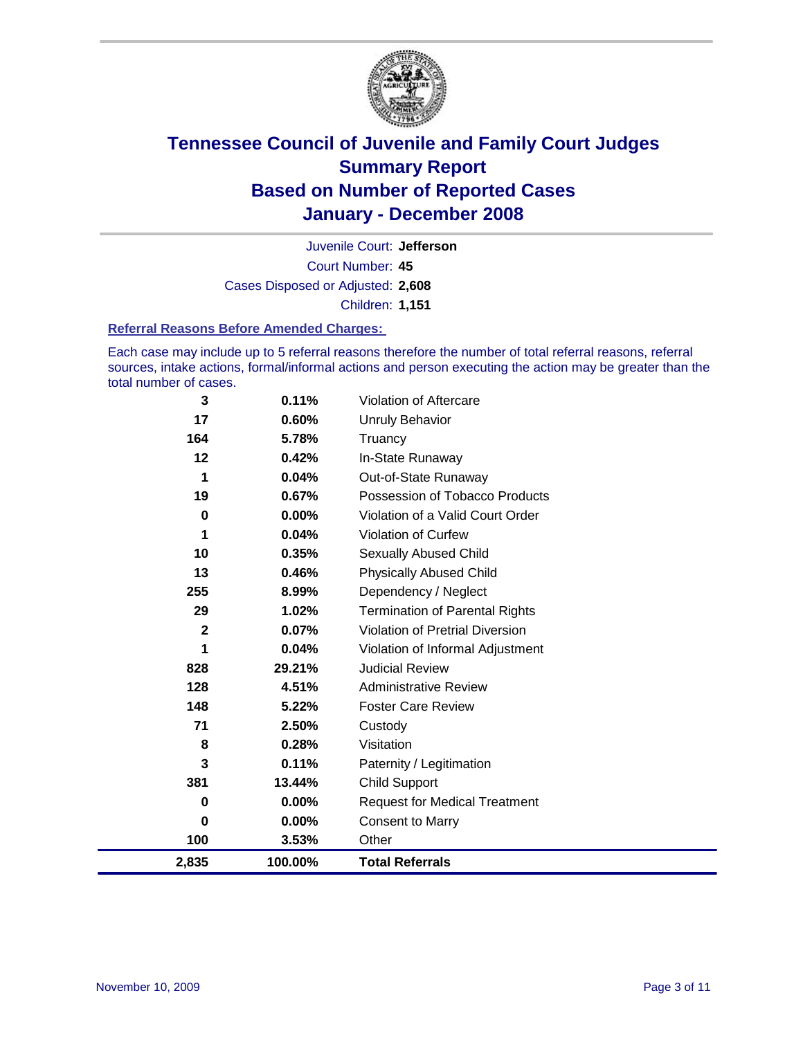# Tennessee Council of Juvenile and Family Court Judges
# Summary Report
# Based on Number of Reported Cases
# January - December 2008

Juvenile Court: **Jefferson**

Court Number: **45**

Cases Disposed or Adjusted: **2,608**

Children: **1,151**

### Referral Reasons Before Amended Charges:

Each case may include up to 5 referral reasons therefore the number of total referral reasons, referral sources, intake actions, formal/informal actions and person executing the action may be greater than the total number of cases.

| Count | Percent | Referral Reason |
|---|---|---|
| 3 | 0.11% | Violation of Aftercare |
| 17 | 0.60% | Unruly Behavior |
| 164 | 5.78% | Truancy |
| 12 | 0.42% | In-State Runaway |
| 1 | 0.04% | Out-of-State Runaway |
| 19 | 0.67% | Possession of Tobacco Products |
| 0 | 0.00% | Violation of a Valid Court Order |
| 1 | 0.04% | Violation of Curfew |
| 10 | 0.35% | Sexually Abused Child |
| 13 | 0.46% | Physically Abused Child |
| 255 | 8.99% | Dependency / Neglect |
| 29 | 1.02% | Termination of Parental Rights |
| 2 | 0.07% | Violation of Pretrial Diversion |
| 1 | 0.04% | Violation of Informal Adjustment |
| 828 | 29.21% | Judicial Review |
| 128 | 4.51% | Administrative Review |
| 148 | 5.22% | Foster Care Review |
| 71 | 2.50% | Custody |
| 8 | 0.28% | Visitation |
| 3 | 0.11% | Paternity / Legitimation |
| 381 | 13.44% | Child Support |
| 0 | 0.00% | Request for Medical Treatment |
| 0 | 0.00% | Consent to Marry |
| 100 | 3.53% | Other |
| **2,835** | **100.00%** | **Total Referrals** |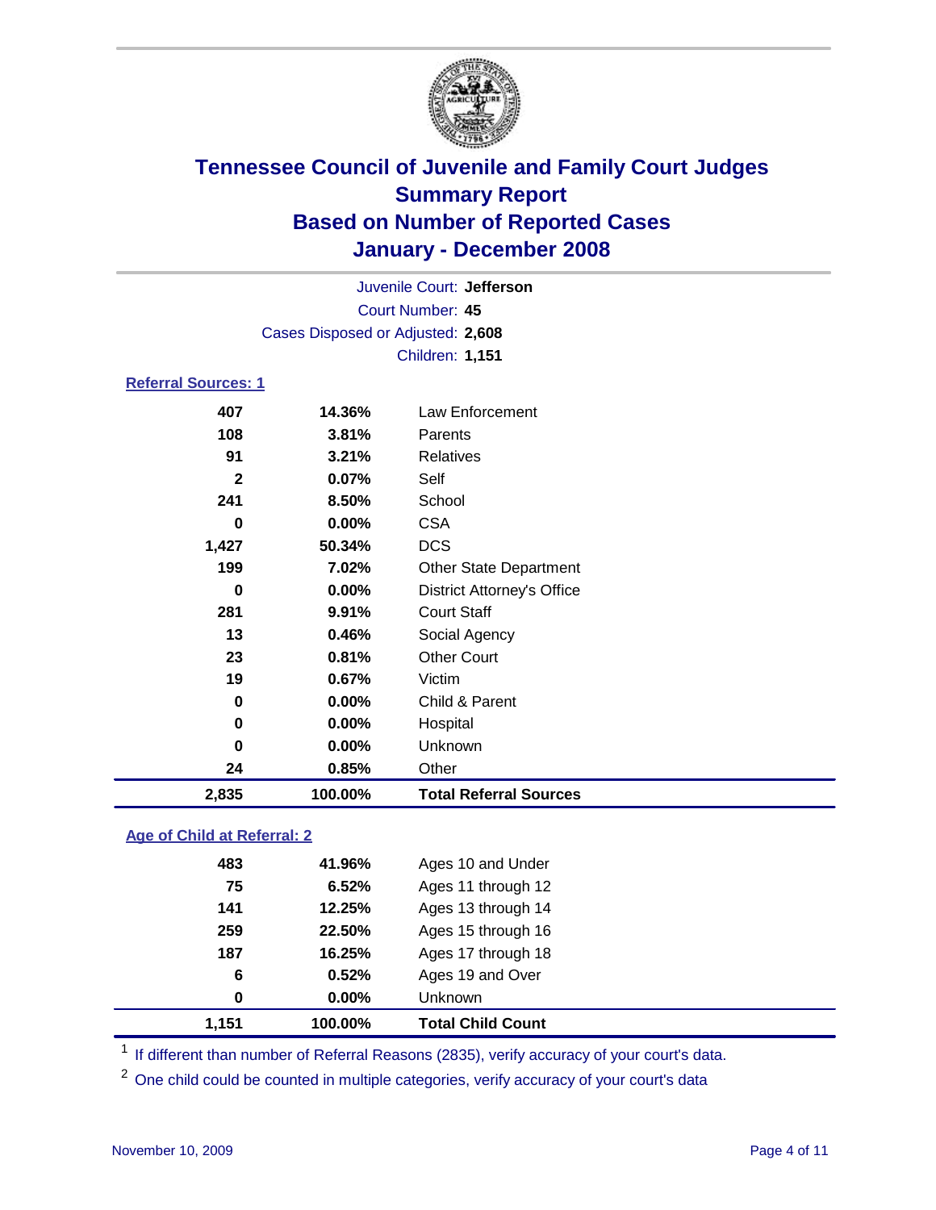# Tennessee Council of Juvenile and Family Court Judges
## Summary Report
## Based on Number of Reported Cases
## January - December 2008

Juvenile Court: **Jefferson**
Court Number: **45**
Cases Disposed or Adjusted: **2,608**
Children: **1,151**

### Referral Sources: 1

| | | |
|---|---|---|
| 407 | 14.36% | Law Enforcement |
| 108 | 3.81% | Parents |
| 91 | 3.21% | Relatives |
| 2 | 0.07% | Self |
| 241 | 8.50% | School |
| 0 | 0.00% | CSA |
| 1,427 | 50.34% | DCS |
| 199 | 7.02% | Other State Department |
| 0 | 0.00% | District Attorney's Office |
| 281 | 9.91% | Court Staff |
| 13 | 0.46% | Social Agency |
| 23 | 0.81% | Other Court |
| 19 | 0.67% | Victim |
| 0 | 0.00% | Child & Parent |
| 0 | 0.00% | Hospital |
| 0 | 0.00% | Unknown |
| 24 | 0.85% | Other |
| **2,835** | **100.00%** | **Total Referral Sources** |

### Age of Child at Referral: 2

| | | |
|---|---|---|
| 483 | 41.96% | Ages 10 and Under |
| 75 | 6.52% | Ages 11 through 12 |
| 141 | 12.25% | Ages 13 through 14 |
| 259 | 22.50% | Ages 15 through 16 |
| 187 | 16.25% | Ages 17 through 18 |
| 6 | 0.52% | Ages 19 and Over |
| 0 | 0.00% | Unknown |
| **1,151** | **100.00%** | **Total Child Count** |

[1] If different than number of Referral Reasons (2835), verify accuracy of your court's data.

[2] One child could be counted in multiple categories, verify accuracy of your court's data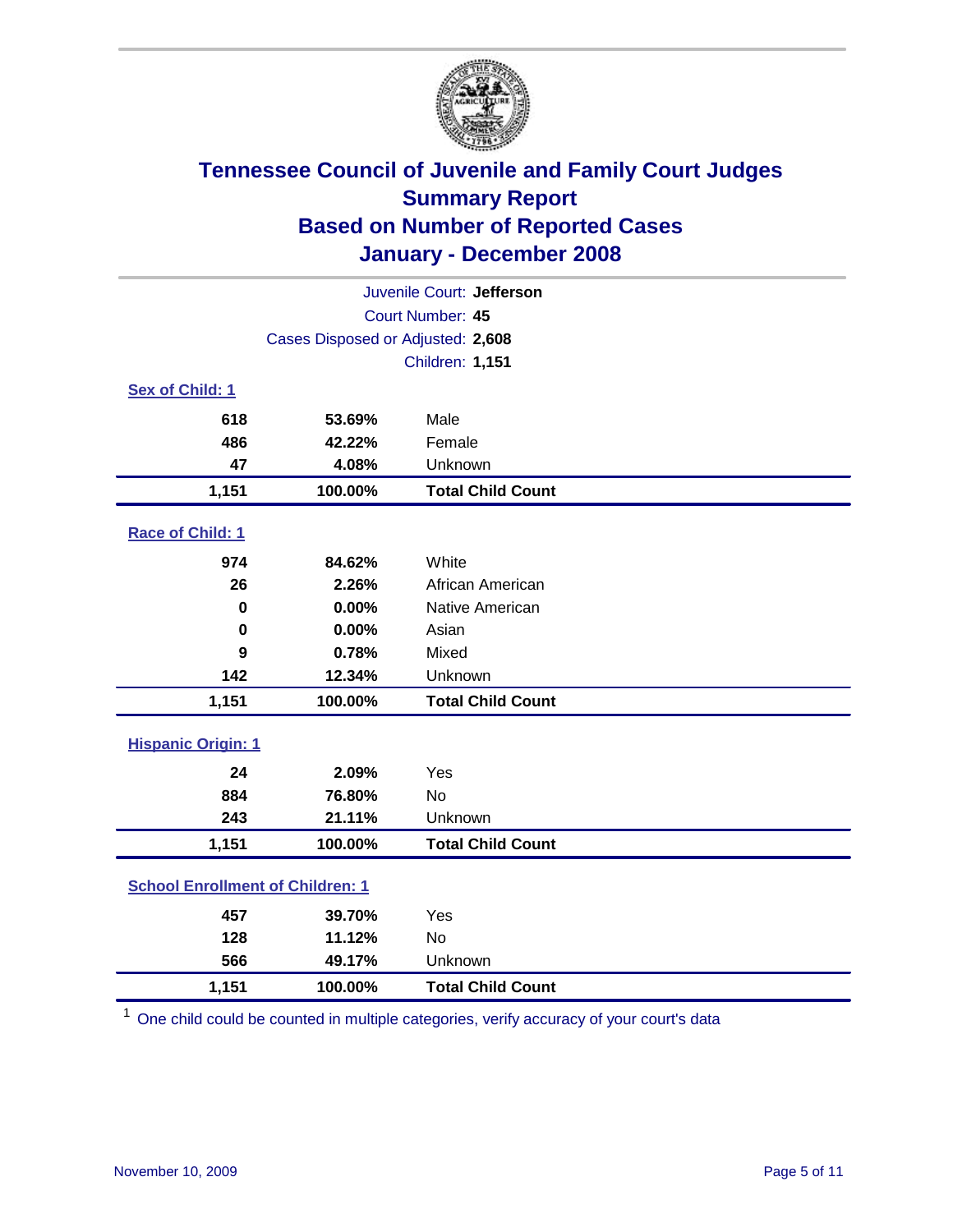# Tennessee Council of Juvenile and Family Court Judges
## Summary Report
## Based on Number of Reported Cases
## January - December 2008

Juvenile Court: **Jefferson**
Court Number: **45**
Cases Disposed or Adjusted: **2,608**
Children: **1,151**

### Sex of Child: 1

| | | |
|---|---|---|
| 618 | 53.69% | Male |
| 486 | 42.22% | Female |
| 47 | 4.08% | Unknown |
| **1,151** | **100.00%** | **Total Child Count** |

### Race of Child: 1

| | | |
|---|---|---|
| 974 | 84.62% | White |
| 26 | 2.26% | African American |
| 0 | 0.00% | Native American |
| 0 | 0.00% | Asian |
| 9 | 0.78% | Mixed |
| 142 | 12.34% | Unknown |
| **1,151** | **100.00%** | **Total Child Count** |

### Hispanic Origin: 1

| | | |
|---|---|---|
| 24 | 2.09% | Yes |
| 884 | 76.80% | No |
| 243 | 21.11% | Unknown |
| **1,151** | **100.00%** | **Total Child Count** |

### School Enrollment of Children: 1

| | | |
|---|---|---|
| 457 | 39.70% | Yes |
| 128 | 11.12% | No |
| 566 | 49.17% | Unknown |
| **1,151** | **100.00%** | **Total Child Count** |

[1] One child could be counted in multiple categories, verify accuracy of your court's data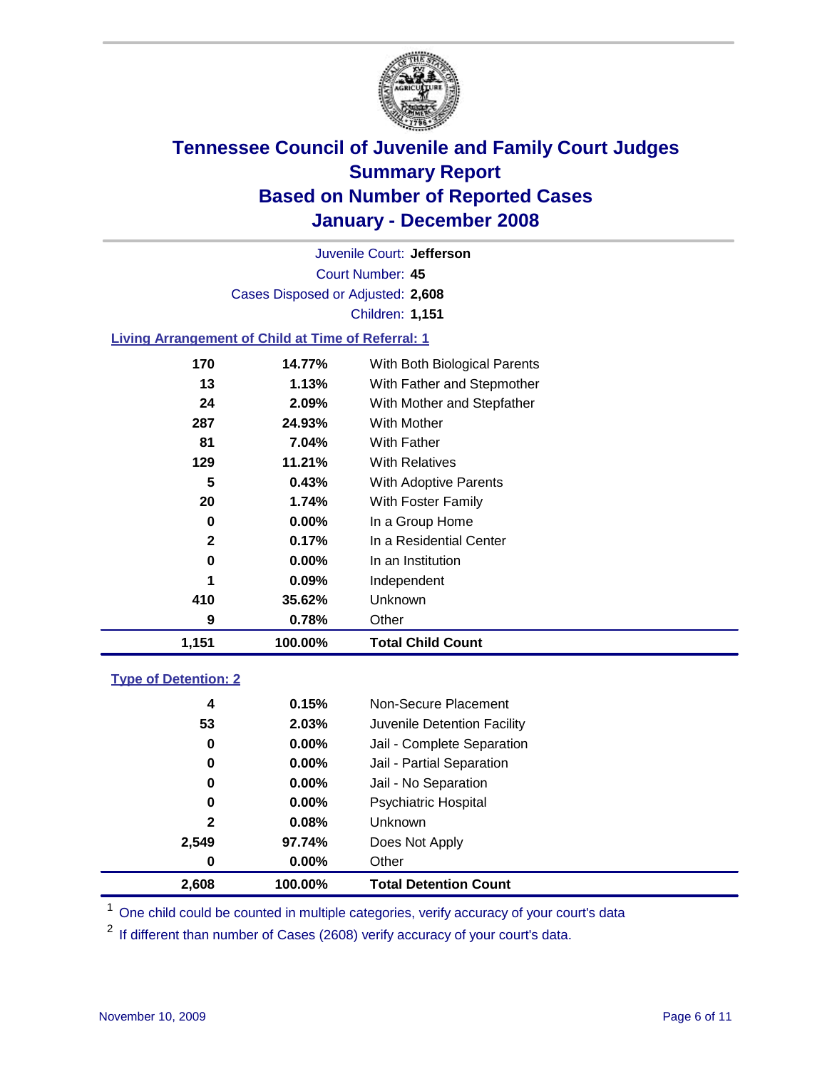# Tennessee Council of Juvenile and Family Court Judges
## Summary Report
## Based on Number of Reported Cases
## January - December 2008

Juvenile Court: **Jefferson**
Court Number: **45**
Cases Disposed or Adjusted: **2,608**
Children: **1,151**

### Living Arrangement of Child at Time of Referral: 1

| Count | Percent | Living Arrangement |
|---|---|---|
| 170 | 14.77% | With Both Biological Parents |
| 13 | 1.13% | With Father and Stepmother |
| 24 | 2.09% | With Mother and Stepfather |
| 287 | 24.93% | With Mother |
| 81 | 7.04% | With Father |
| 129 | 11.21% | With Relatives |
| 5 | 0.43% | With Adoptive Parents |
| 20 | 1.74% | With Foster Family |
| 0 | 0.00% | In a Group Home |
| 2 | 0.17% | In a Residential Center |
| 0 | 0.00% | In an Institution |
| 1 | 0.09% | Independent |
| 410 | 35.62% | Unknown |
| 9 | 0.78% | Other |
| **1,151** | **100.00%** | **Total Child Count** |

### Type of Detention: 2

| Count | Percent | Type of Detention |
|---|---|---|
| 4 | 0.15% | Non-Secure Placement |
| 53 | 2.03% | Juvenile Detention Facility |
| 0 | 0.00% | Jail - Complete Separation |
| 0 | 0.00% | Jail - Partial Separation |
| 0 | 0.00% | Jail - No Separation |
| 0 | 0.00% | Psychiatric Hospital |
| 2 | 0.08% | Unknown |
| 2,549 | 97.74% | Does Not Apply |
| 0 | 0.00% | Other |
| **2,608** | **100.00%** | **Total Detention Count** |

[1] One child could be counted in multiple categories, verify accuracy of your court's data

[2] If different than number of Cases (2608) verify accuracy of your court's data.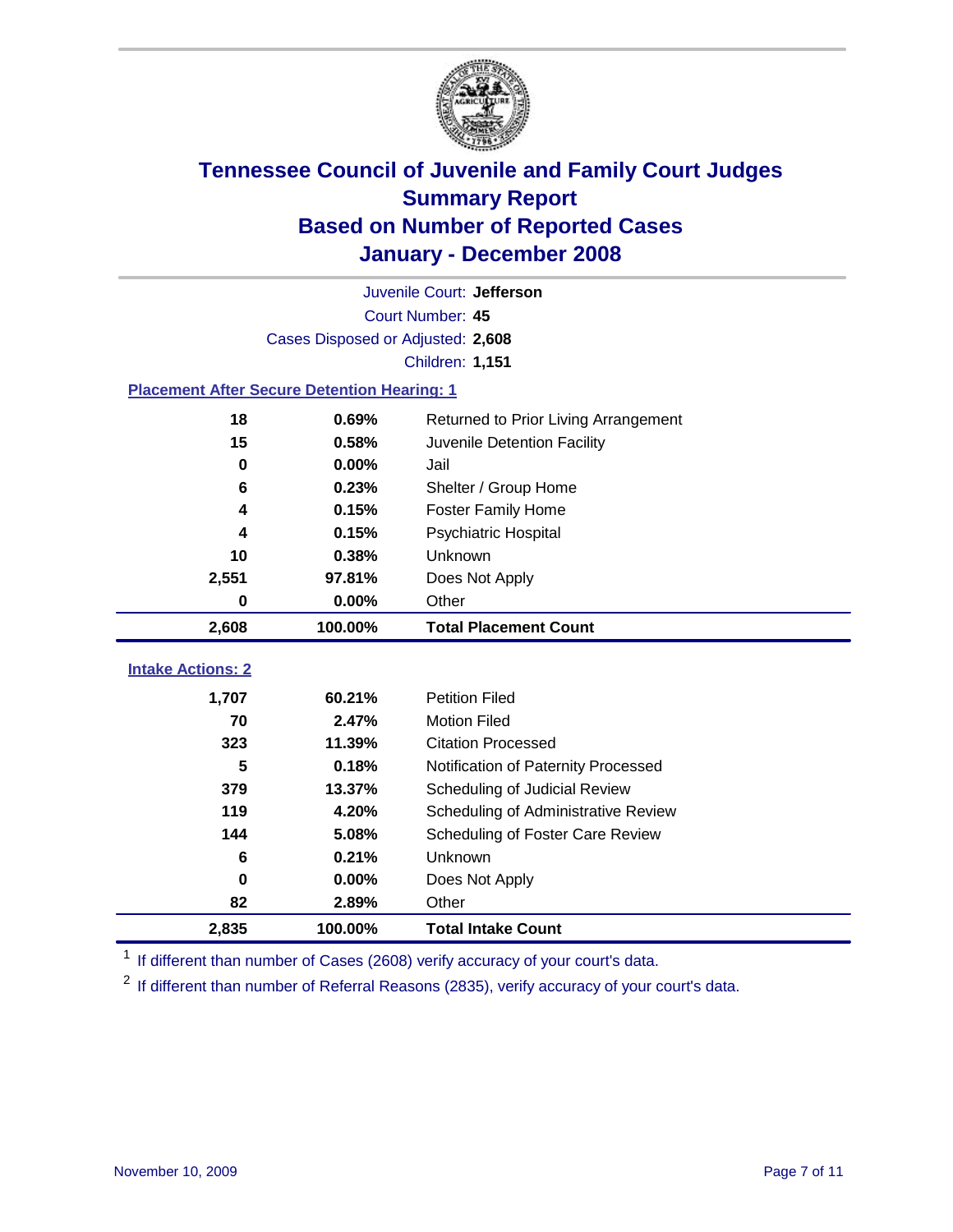# Tennessee Council of Juvenile and Family Court Judges
## Summary Report
## Based on Number of Reported Cases
## January - December 2008

Juvenile Court: **Jefferson**

Court Number: **45**

Cases Disposed or Adjusted: **2,608**

Children: **1,151**

### Placement After Secure Detention Hearing: 1

| Count | Percent | Placement |
|---|---|---|
| 18 | 0.69% | Returned to Prior Living Arrangement |
| 15 | 0.58% | Juvenile Detention Facility |
| 0 | 0.00% | Jail |
| 6 | 0.23% | Shelter / Group Home |
| 4 | 0.15% | Foster Family Home |
| 4 | 0.15% | Psychiatric Hospital |
| 10 | 0.38% | Unknown |
| 2,551 | 97.81% | Does Not Apply |
| 0 | 0.00% | Other |
| **2,608** | **100.00%** | **Total Placement Count** |

### Intake Actions: 2

| Count | Percent | Intake Action |
|---|---|---|
| 1,707 | 60.21% | Petition Filed |
| 70 | 2.47% | Motion Filed |
| 323 | 11.39% | Citation Processed |
| 5 | 0.18% | Notification of Paternity Processed |
| 379 | 13.37% | Scheduling of Judicial Review |
| 119 | 4.20% | Scheduling of Administrative Review |
| 144 | 5.08% | Scheduling of Foster Care Review |
| 6 | 0.21% | Unknown |
| 0 | 0.00% | Does Not Apply |
| 82 | 2.89% | Other |
| **2,835** | **100.00%** | **Total Intake Count** |

[1] If different than number of Cases (2608) verify accuracy of your court's data.

[2] If different than number of Referral Reasons (2835), verify accuracy of your court's data.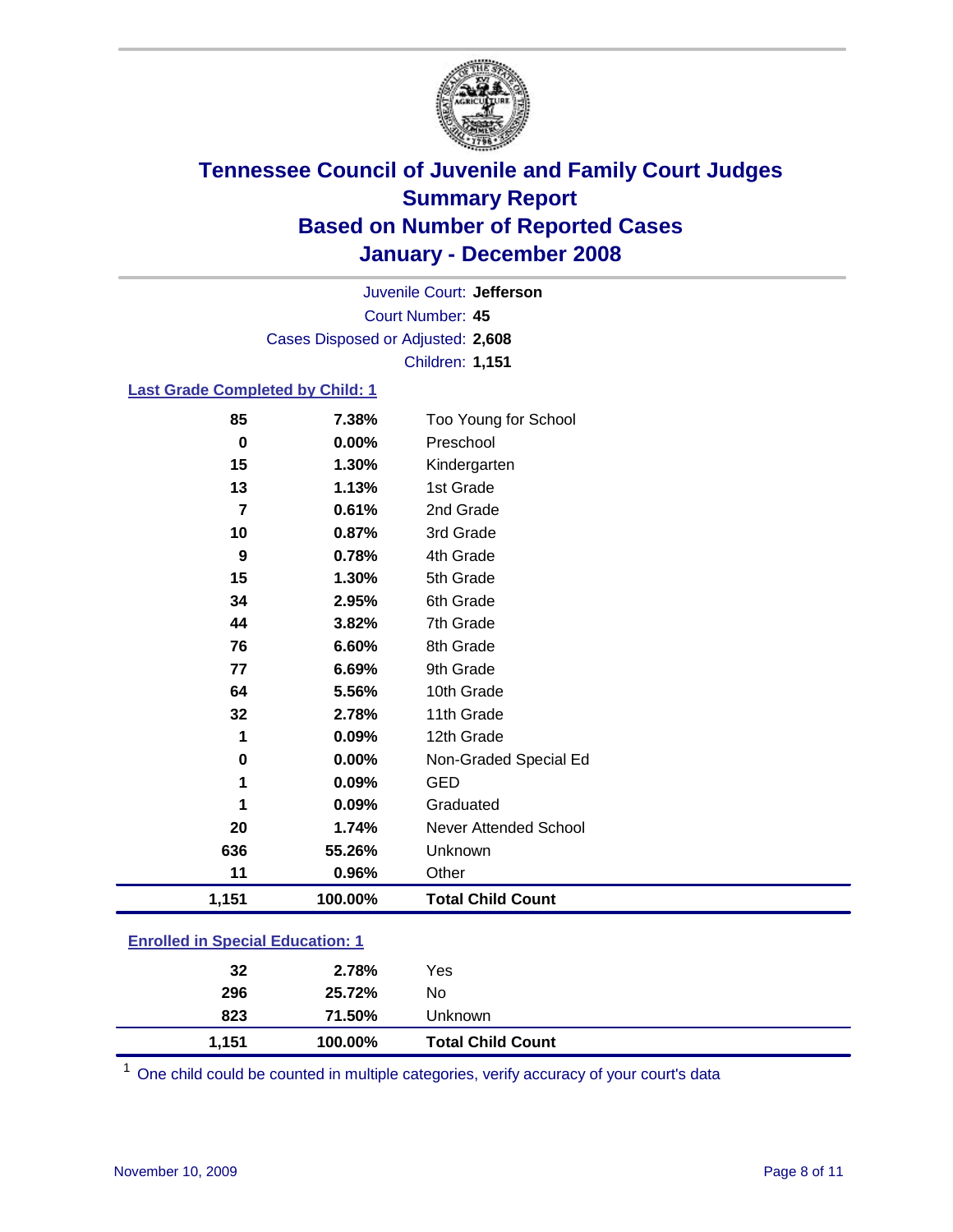# Tennessee Council of Juvenile and Family Court Judges
## Summary Report
## Based on Number of Reported Cases
## January - December 2008

Juvenile Court: **Jefferson**
Court Number: **45**
Cases Disposed or Adjusted: **2,608**
Children: **1,151**

### Last Grade Completed by Child: 1

| Count | Percent | Category |
|---|---|---|
| 85 | 7.38% | Too Young for School |
| 0 | 0.00% | Preschool |
| 15 | 1.30% | Kindergarten |
| 13 | 1.13% | 1st Grade |
| 7 | 0.61% | 2nd Grade |
| 10 | 0.87% | 3rd Grade |
| 9 | 0.78% | 4th Grade |
| 15 | 1.30% | 5th Grade |
| 34 | 2.95% | 6th Grade |
| 44 | 3.82% | 7th Grade |
| 76 | 6.60% | 8th Grade |
| 77 | 6.69% | 9th Grade |
| 64 | 5.56% | 10th Grade |
| 32 | 2.78% | 11th Grade |
| 1 | 0.09% | 12th Grade |
| 0 | 0.00% | Non-Graded Special Ed |
| 1 | 0.09% | GED |
| 1 | 0.09% | Graduated |
| 20 | 1.74% | Never Attended School |
| 636 | 55.26% | Unknown |
| 11 | 0.96% | Other |
| **1,151** | **100.00%** | **Total Child Count** |

### Enrolled in Special Education: 1

| Count | Percent | Category |
|---|---|---|
| 32 | 2.78% | Yes |
| 296 | 25.72% | No |
| 823 | 71.50% | Unknown |
| **1,151** | **100.00%** | **Total Child Count** |

[1] One child could be counted in multiple categories, verify accuracy of your court's data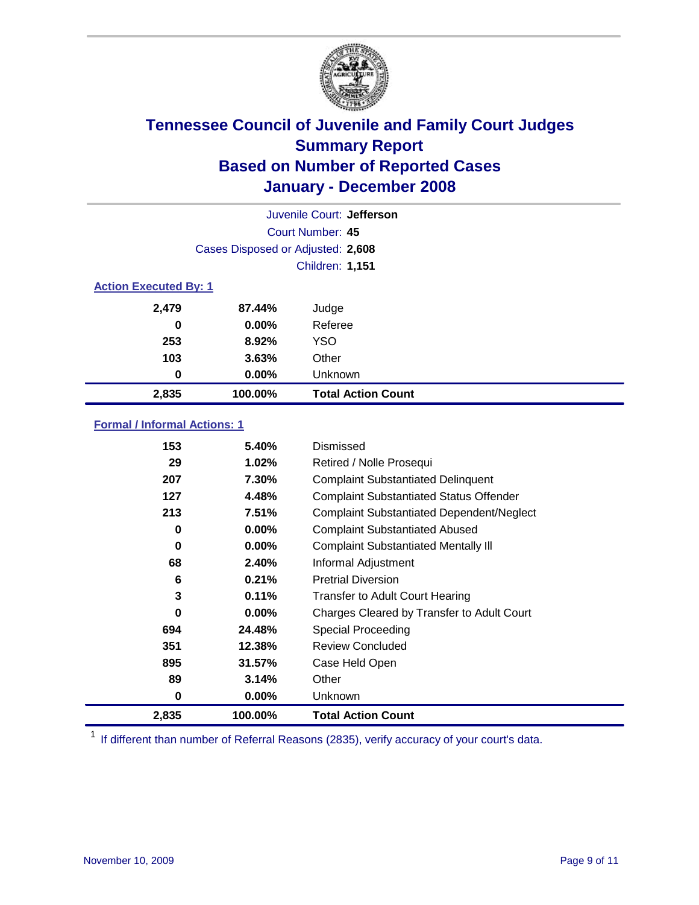# Tennessee Council of Juvenile and Family Court Judges
## Summary Report
## Based on Number of Reported Cases
## January - December 2008

Juvenile Court: **Jefferson**

Court Number: **45**

Cases Disposed or Adjusted: **2,608**

Children: **1,151**

### Action Executed By: 1

| Count | Percent | Action |
|---|---|---|
| 2,479 | 87.44% | Judge |
| 0 | 0.00% | Referee |
| 253 | 8.92% | YSO |
| 103 | 3.63% | Other |
| 0 | 0.00% | Unknown |
| **2,835** | **100.00%** | **Total Action Count** |

### Formal / Informal Actions: 1

| Count | Percent | Action |
|---|---|---|
| 153 | 5.40% | Dismissed |
| 29 | 1.02% | Retired / Nolle Prosequi |
| 207 | 7.30% | Complaint Substantiated Delinquent |
| 127 | 4.48% | Complaint Substantiated Status Offender |
| 213 | 7.51% | Complaint Substantiated Dependent/Neglect |
| 0 | 0.00% | Complaint Substantiated Abused |
| 0 | 0.00% | Complaint Substantiated Mentally Ill |
| 68 | 2.40% | Informal Adjustment |
| 6 | 0.21% | Pretrial Diversion |
| 3 | 0.11% | Transfer to Adult Court Hearing |
| 0 | 0.00% | Charges Cleared by Transfer to Adult Court |
| 694 | 24.48% | Special Proceeding |
| 351 | 12.38% | Review Concluded |
| 895 | 31.57% | Case Held Open |
| 89 | 3.14% | Other |
| 0 | 0.00% | Unknown |
| **2,835** | **100.00%** | **Total Action Count** |

[1] If different than number of Referral Reasons (2835), verify accuracy of your court's data.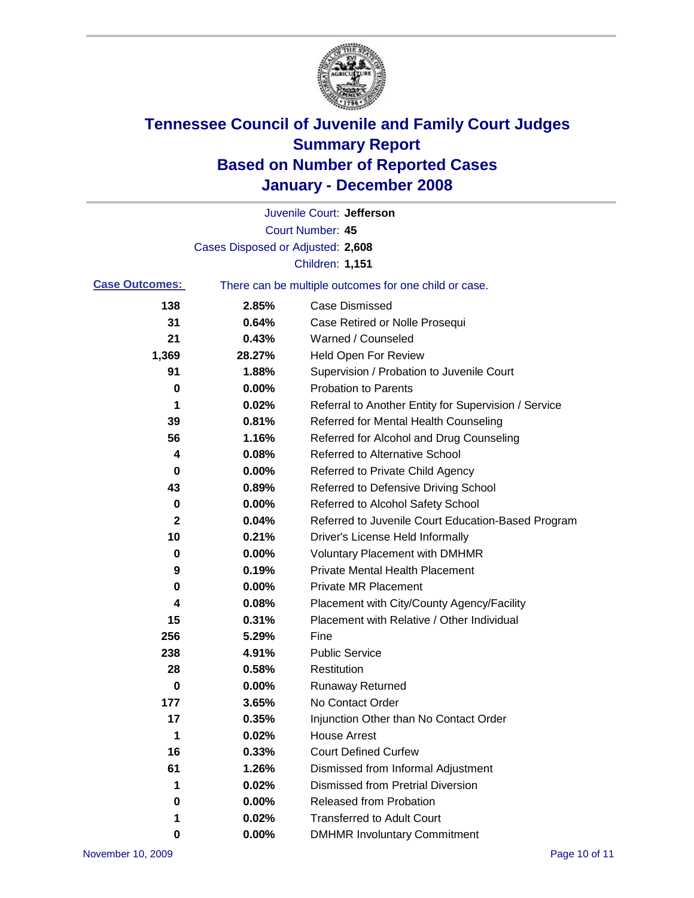# Tennessee Council of Juvenile and Family Court Judges
## Summary Report
## Based on Number of Reported Cases
## January - December 2008

Juvenile Court: **Jefferson**

Court Number: **45**

Cases Disposed or Adjusted: **2,608**

Children: **1,151**

**Case Outcomes:** There can be multiple outcomes for one child or case.

| Count | Percent | Outcome |
|---|---|---|
| 138 | 2.85% | Case Dismissed |
| 31 | 0.64% | Case Retired or Nolle Prosequi |
| 21 | 0.43% | Warned / Counseled |
| 1,369 | 28.27% | Held Open For Review |
| 91 | 1.88% | Supervision / Probation to Juvenile Court |
| 0 | 0.00% | Probation to Parents |
| 1 | 0.02% | Referral to Another Entity for Supervision / Service |
| 39 | 0.81% | Referred for Mental Health Counseling |
| 56 | 1.16% | Referred for Alcohol and Drug Counseling |
| 4 | 0.08% | Referred to Alternative School |
| 0 | 0.00% | Referred to Private Child Agency |
| 43 | 0.89% | Referred to Defensive Driving School |
| 0 | 0.00% | Referred to Alcohol Safety School |
| 2 | 0.04% | Referred to Juvenile Court Education-Based Program |
| 10 | 0.21% | Driver's License Held Informally |
| 0 | 0.00% | Voluntary Placement with DMHMR |
| 9 | 0.19% | Private Mental Health Placement |
| 0 | 0.00% | Private MR Placement |
| 4 | 0.08% | Placement with City/County Agency/Facility |
| 15 | 0.31% | Placement with Relative / Other Individual |
| 256 | 5.29% | Fine |
| 238 | 4.91% | Public Service |
| 28 | 0.58% | Restitution |
| 0 | 0.00% | Runaway Returned |
| 177 | 3.65% | No Contact Order |
| 17 | 0.35% | Injunction Other than No Contact Order |
| 1 | 0.02% | House Arrest |
| 16 | 0.33% | Court Defined Curfew |
| 61 | 1.26% | Dismissed from Informal Adjustment |
| 1 | 0.02% | Dismissed from Pretrial Diversion |
| 0 | 0.00% | Released from Probation |
| 1 | 0.02% | Transferred to Adult Court |
| 0 | 0.00% | DMHMR Involuntary Commitment |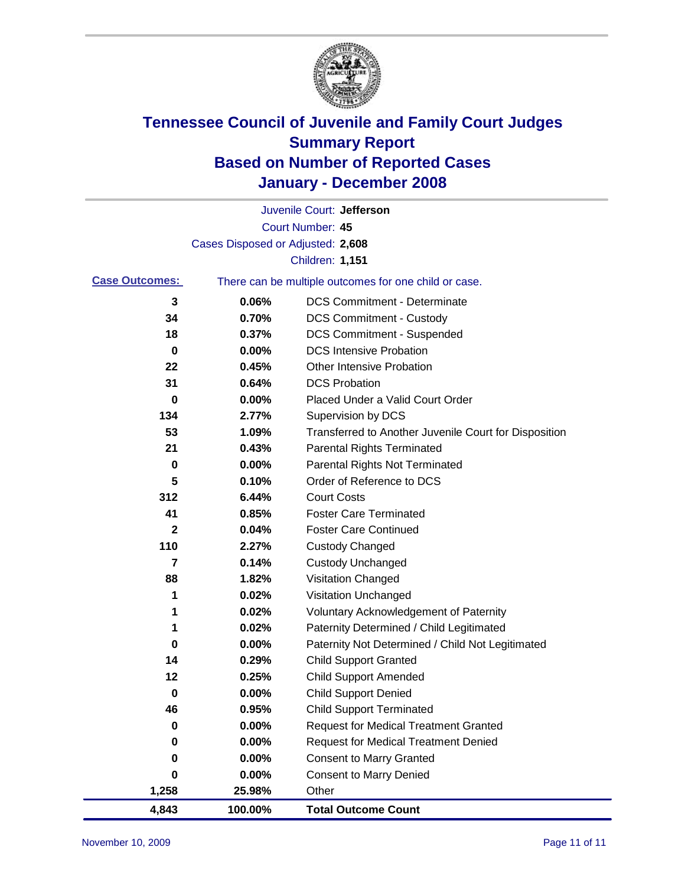# Tennessee Council of Juvenile and Family Court Judges
## Summary Report
## Based on Number of Reported Cases
## January - December 2008

Juvenile Court: **Jefferson**

Court Number: **45**

Cases Disposed or Adjusted: **2,608**

Children: **1,151**

**Case Outcomes:** There can be multiple outcomes for one child or case.

| | | |
|---|---|---|
| 3 | 0.06% | DCS Commitment - Determinate |
| 34 | 0.70% | DCS Commitment - Custody |
| 18 | 0.37% | DCS Commitment - Suspended |
| 0 | 0.00% | DCS Intensive Probation |
| 22 | 0.45% | Other Intensive Probation |
| 31 | 0.64% | DCS Probation |
| 0 | 0.00% | Placed Under a Valid Court Order |
| 134 | 2.77% | Supervision by DCS |
| 53 | 1.09% | Transferred to Another Juvenile Court for Disposition |
| 21 | 0.43% | Parental Rights Terminated |
| 0 | 0.00% | Parental Rights Not Terminated |
| 5 | 0.10% | Order of Reference to DCS |
| 312 | 6.44% | Court Costs |
| 41 | 0.85% | Foster Care Terminated |
| 2 | 0.04% | Foster Care Continued |
| 110 | 2.27% | Custody Changed |
| 7 | 0.14% | Custody Unchanged |
| 88 | 1.82% | Visitation Changed |
| 1 | 0.02% | Visitation Unchanged |
| 1 | 0.02% | Voluntary Acknowledgement of Paternity |
| 1 | 0.02% | Paternity Determined / Child Legitimated |
| 0 | 0.00% | Paternity Not Determined / Child Not Legitimated |
| 14 | 0.29% | Child Support Granted |
| 12 | 0.25% | Child Support Amended |
| 0 | 0.00% | Child Support Denied |
| 46 | 0.95% | Child Support Terminated |
| 0 | 0.00% | Request for Medical Treatment Granted |
| 0 | 0.00% | Request for Medical Treatment Denied |
| 0 | 0.00% | Consent to Marry Granted |
| 0 | 0.00% | Consent to Marry Denied |
| 1,258 | 25.98% | Other |
| **4,843** | **100.00%** | **Total Outcome Count** |